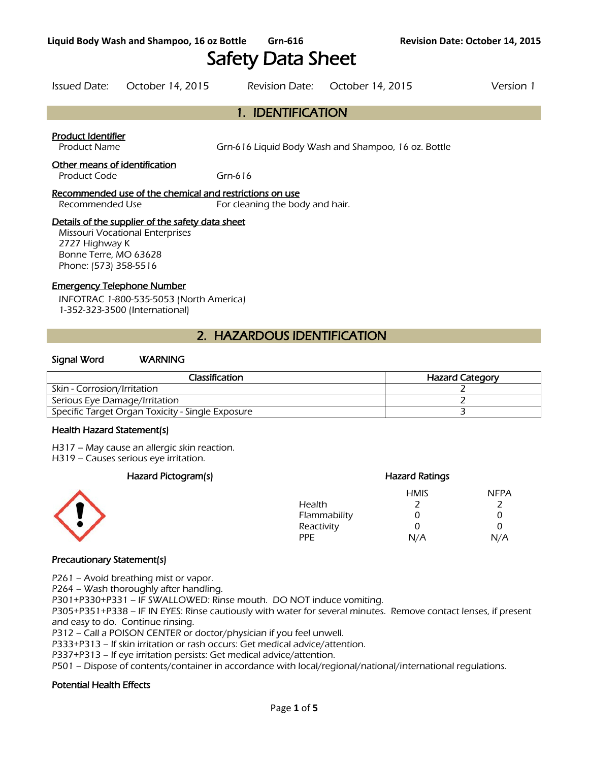# Safety Data Sheet

| Issued Date: | October 14, 2015 | Revision Date: | October 14, 2015 | Version 1 |
|---|---|---|---|---|

## 1. IDENTIFICATION

**Product Identifier**

Product Name: Grn-616 Liquid Body Wash and Shampoo, 16 oz. Bottle

**Other means of identification**

Product Code: Grn-616

**Recommended use of the chemical and restrictions on use**

Recommended Use: For cleaning the body and hair.

**Details of the supplier of the safety data sheet**

Missouri Vocational Enterprises
2727 Highway K
Bonne Terre, MO 63628
Phone: (573) 358-5516

**Emergency Telephone Number**

INFOTRAC 1-800-535-5053 (North America)
1-352-323-3500 (International)

## 2. HAZARDOUS IDENTIFICATION

**Signal Word** WARNING

| Classification | Hazard Category |
|---|---|
| Skin - Corrosion/Irritation | 2 |
| Serious Eye Damage/Irritation | 2 |
| Specific Target Organ Toxicity - Single Exposure | 3 |

**Health Hazard Statement(s)**

H317 – May cause an allergic skin reaction.
H319 – Causes serious eye irritation.

**Hazard Pictogram(s)**

**Hazard Ratings**

| | HMIS | NFPA |
|---|---|---|
| Health | 2 | 2 |
| Flammability | 0 | 0 |
| Reactivity | 0 | 0 |
| PPE | N/A | N/A |

**Precautionary Statement(s)**

P261 – Avoid breathing mist or vapor.
P264 – Wash thoroughly after handling.
P301+P330+P331 – IF SWALLOWED: Rinse mouth. DO NOT induce vomiting.
P305+P351+P338 – IF IN EYES: Rinse cautiously with water for several minutes. Remove contact lenses, if present and easy to do. Continue rinsing.
P312 – Call a POISON CENTER or doctor/physician if you feel unwell.
P333+P313 – If skin irritation or rash occurs: Get medical advice/attention.
P337+P313 – If eye irritation persists: Get medical advice/attention.
P501 – Dispose of contents/container in accordance with local/regional/national/international regulations.

**Potential Health Effects**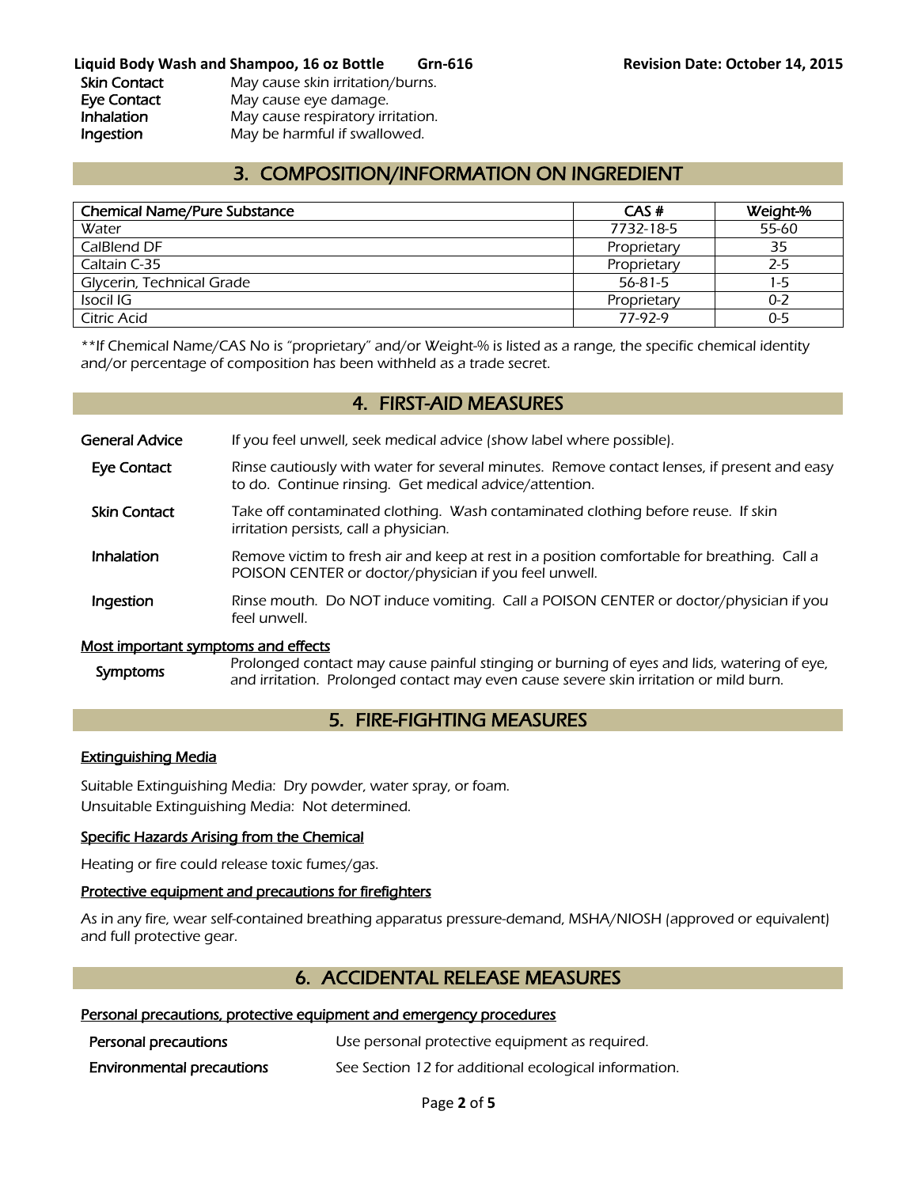| | |
|---|---|
| **Skin Contact** | May cause skin irritation/burns. |
| **Eye Contact** | May cause eye damage. |
| **Inhalation** | May cause respiratory irritation. |
| **Ingestion** | May be harmful if swallowed. |

## 3. COMPOSITION/INFORMATION ON INGREDIENT

| Chemical Name/Pure Substance | CAS # | Weight-% |
|---|---|---|
| Water | 7732-18-5 | 55-60 |
| CalBlend DF | Proprietary | 35 |
| Caltain C-35 | Proprietary | 2-5 |
| Glycerin, Technical Grade | 56-81-5 | 1-5 |
| Isocil IG | Proprietary | 0-2 |
| Citric Acid | 77-92-9 | 0-5 |

**If Chemical Name/CAS No is "proprietary" and/or Weight-% is listed as a range, the specific chemical identity and/or percentage of composition has been withheld as a trade secret.

## 4. FIRST-AID MEASURES

**General Advice** If you feel unwell, seek medical advice (show label where possible).

**Eye Contact** Rinse cautiously with water for several minutes. Remove contact lenses, if present and easy to do. Continue rinsing. Get medical advice/attention.

**Skin Contact** Take off contaminated clothing. Wash contaminated clothing before reuse. If skin irritation persists, call a physician.

**Inhalation** Remove victim to fresh air and keep at rest in a position comfortable for breathing. Call a POISON CENTER or doctor/physician if you feel unwell.

**Ingestion** Rinse mouth. Do NOT induce vomiting. Call a POISON CENTER or doctor/physician if you feel unwell.

### Most important symptoms and effects

**Symptoms** Prolonged contact may cause painful stinging or burning of eyes and lids, watering of eye, and irritation. Prolonged contact may even cause severe skin irritation or mild burn.

## 5. FIRE-FIGHTING MEASURES

### Extinguishing Media

Suitable Extinguishing Media: Dry powder, water spray, or foam.
Unsuitable Extinguishing Media: Not determined.

### Specific Hazards Arising from the Chemical

Heating or fire could release toxic fumes/gas.

### Protective equipment and precautions for firefighters

As in any fire, wear self-contained breathing apparatus pressure-demand, MSHA/NIOSH (approved or equivalent) and full protective gear.

## 6. ACCIDENTAL RELEASE MEASURES

### Personal precautions, protective equipment and emergency procedures

**Personal precautions** Use personal protective equipment as required.

**Environmental precautions** See Section 12 for additional ecological information.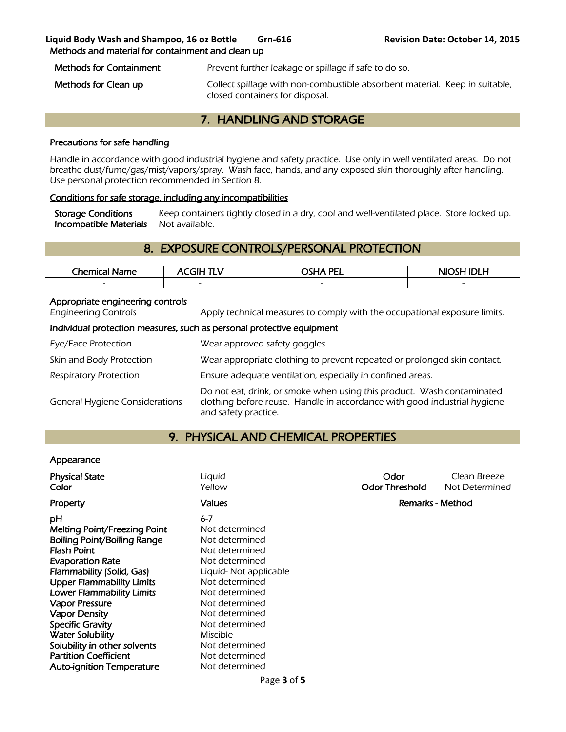Methods and material for containment and clean up

| | |
|---|---|
| **Methods for Containment** | Prevent further leakage or spillage if safe to do so. |
| **Methods for Clean up** | Collect spillage with non-combustible absorbent material. Keep in suitable, closed containers for disposal. |

## 7. HANDLING AND STORAGE

### Precautions for safe handling

Handle in accordance with good industrial hygiene and safety practice. Use only in well ventilated areas. Do not breathe dust/fume/gas/mist/vapors/spray. Wash face, hands, and any exposed skin thoroughly after handling. Use personal protection recommended in Section 8.

### Conditions for safe storage, including any incompatibilities

| | |
|---|---|
| **Storage Conditions** | Keep containers tightly closed in a dry, cool and well-ventilated place. Store locked up. |
| **Incompatible Materials** | Not available. |

## 8. EXPOSURE CONTROLS/PERSONAL PROTECTION

| Chemical Name | ACGIH TLV | OSHA PEL | NIOSH IDLH |
|---|---|---|---|
| - | - | - | - |

### Appropriate engineering controls

| | |
|---|---|
| Engineering Controls | Apply technical measures to comply with the occupational exposure limits. |

### Individual protection measures, such as personal protective equipment

| | |
|---|---|
| Eye/Face Protection | Wear approved safety goggles. |
| Skin and Body Protection | Wear appropriate clothing to prevent repeated or prolonged skin contact. |
| Respiratory Protection | Ensure adequate ventilation, especially in confined areas. |
| General Hygiene Considerations | Do not eat, drink, or smoke when using this product. Wash contaminated clothing before reuse. Handle in accordance with good industrial hygiene and safety practice. |

## 9. PHYSICAL AND CHEMICAL PROPERTIES

### Appearance

| | | | |
|---|---|---|---|
| **Physical State** | Liquid | **Odor** | Clean Breeze |
| **Color** | Yellow | **Odor Threshold** | Not Determined |

| Property | Values | Remarks - Method |
|---|---|---|
| **pH** | 6-7 | |
| **Melting Point/Freezing Point** | Not determined | |
| **Boiling Point/Boiling Range** | Not determined | |
| **Flash Point** | Not determined | |
| **Evaporation Rate** | Not determined | |
| **Flammability (Solid, Gas)** | Liquid- Not applicable | |
| **Upper Flammability Limits** | Not determined | |
| **Lower Flammability Limits** | Not determined | |
| **Vapor Pressure** | Not determined | |
| **Vapor Density** | Not determined | |
| **Specific Gravity** | Not determined | |
| **Water Solubility** | Miscible | |
| **Solubility in other solvents** | Not determined | |
| **Partition Coefficient** | Not determined | |
| **Auto-ignition Temperature** | Not determined | |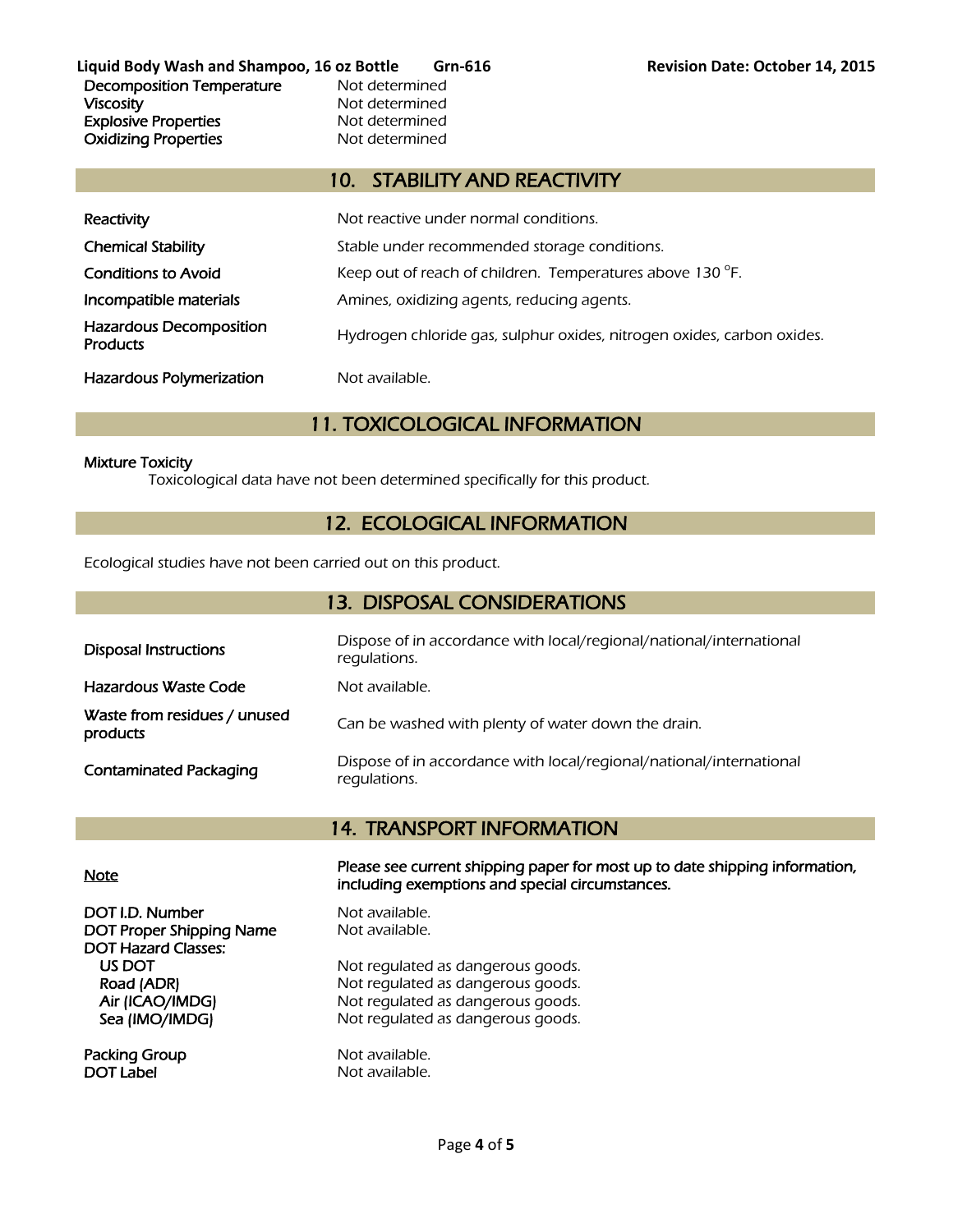| | |
|---|---|
| Decomposition Temperature | Not determined |
| Viscosity | Not determined |
| Explosive Properties | Not determined |
| Oxidizing Properties | Not determined |

## 10. STABILITY AND REACTIVITY

| | |
|---|---|
| Reactivity | Not reactive under normal conditions. |
| Chemical Stability | Stable under recommended storage conditions. |
| Conditions to Avoid | Keep out of reach of children. Temperatures above 130 °F. |
| Incompatible materials | Amines, oxidizing agents, reducing agents. |
| Hazardous Decomposition Products | Hydrogen chloride gas, sulphur oxides, nitrogen oxides, carbon oxides. |
| Hazardous Polymerization | Not available. |

## 11. TOXICOLOGICAL INFORMATION

**Mixture Toxicity**

Toxicological data have not been determined specifically for this product.

## 12. ECOLOGICAL INFORMATION

Ecological studies have not been carried out on this product.

## 13. DISPOSAL CONSIDERATIONS

| | |
|---|---|
| Disposal Instructions | Dispose of in accordance with local/regional/national/international regulations. |
| Hazardous Waste Code | Not available. |
| Waste from residues / unused products | Can be washed with plenty of water down the drain. |
| Contaminated Packaging | Dispose of in accordance with local/regional/national/international regulations. |

## 14. TRANSPORT INFORMATION

| | |
|---|---|
| Note | **Please see current shipping paper for most up to date shipping information, including exemptions and special circumstances.** |
| DOT I.D. Number | Not available. |
| DOT Proper Shipping Name | Not available. |
| DOT Hazard Classes: | |
| US DOT | Not regulated as dangerous goods. |
| Road (ADR) | Not regulated as dangerous goods. |
| Air (ICAO/IMDG) | Not regulated as dangerous goods. |
| Sea (IMO/IMDG) | Not regulated as dangerous goods. |
| Packing Group | Not available. |
| DOT Label | Not available. |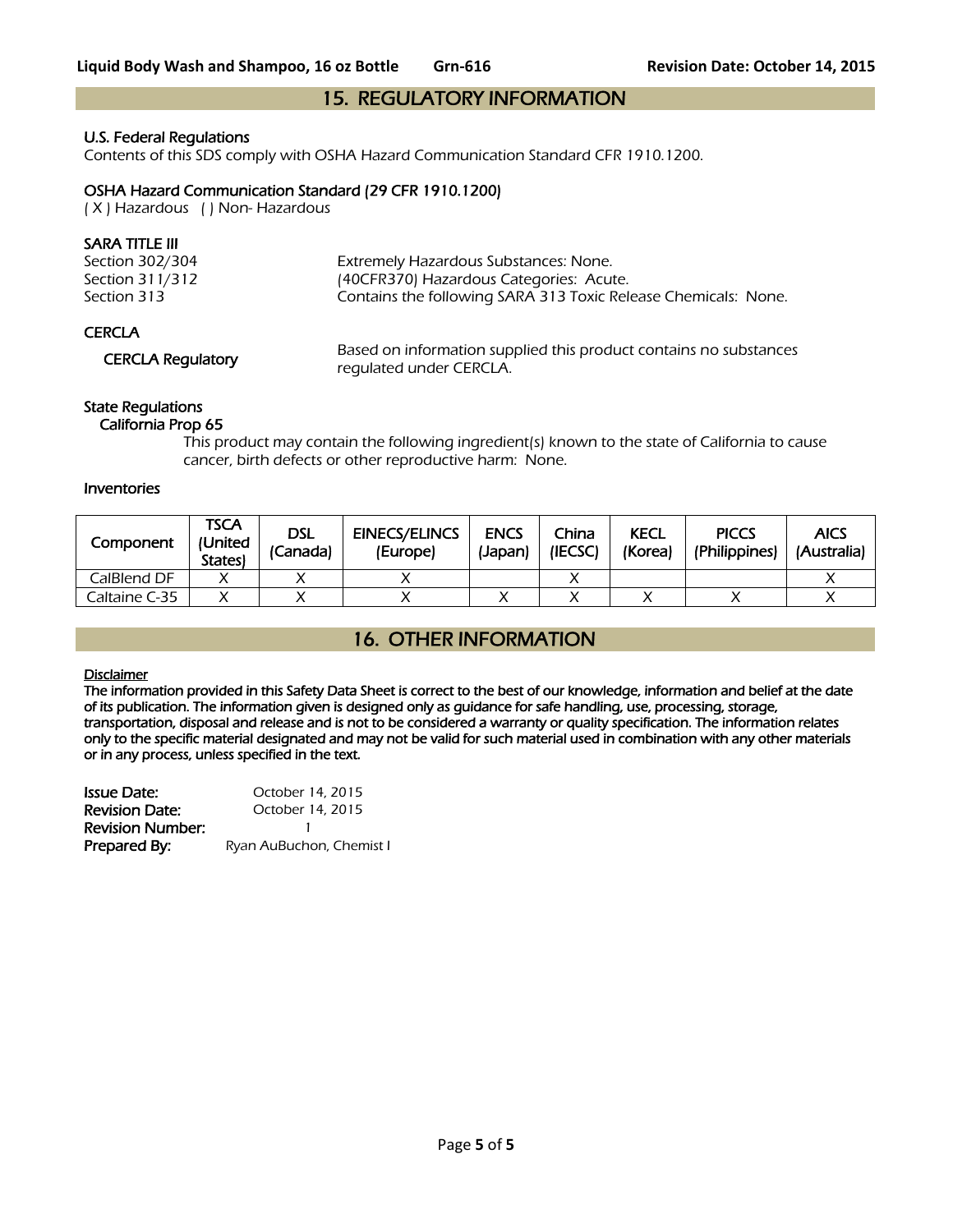## 15. REGULATORY INFORMATION

### U.S. Federal Regulations

Contents of this SDS comply with OSHA Hazard Communication Standard CFR 1910.1200.

### OSHA Hazard Communication Standard (29 CFR 1910.1200)

( X ) Hazardous ( ) Non- Hazardous

### SARA TITLE III

| | |
|---|---|
| Section 302/304 | Extremely Hazardous Substances: None. |
| Section 311/312 | (40CFR370) Hazardous Categories: Acute. |
| Section 313 | Contains the following SARA 313 Toxic Release Chemicals: None. |

### CERCLA

| | |
|---|---|
| CERCLA Regulatory | Based on information supplied this product contains no substances regulated under CERCLA. |

### State Regulations

#### California Prop 65

This product may contain the following ingredient(s) known to the state of California to cause cancer, birth defects or other reproductive harm: None.

### Inventories

| Component | TSCA (United States) | DSL (Canada) | EINECS/ELINCS (Europe) | ENCS (Japan) | China (IECSC) | KECL (Korea) | PICCS (Philippines) | AICS (Australia) |
|---|---|---|---|---|---|---|---|---|
| CalBlend DF | X | X | X | | X | | | X |
| Caltaine C-35 | X | X | X | X | X | X | X | X |

## 16. OTHER INFORMATION

Disclaimer

The information provided in this Safety Data Sheet is correct to the best of our knowledge, information and belief at the date of its publication. The information given is designed only as guidance for safe handling, use, processing, storage, transportation, disposal and release and is not to be considered a warranty or quality specification. The information relates only to the specific material designated and may not be valid for such material used in combination with any other materials or in any process, unless specified in the text.

| | |
|---|---|
| **Issue Date:** | October 14, 2015 |
| **Revision Date:** | October 14, 2015 |
| **Revision Number:** | 1 |
| **Prepared By:** | Ryan AuBuchon, Chemist I |